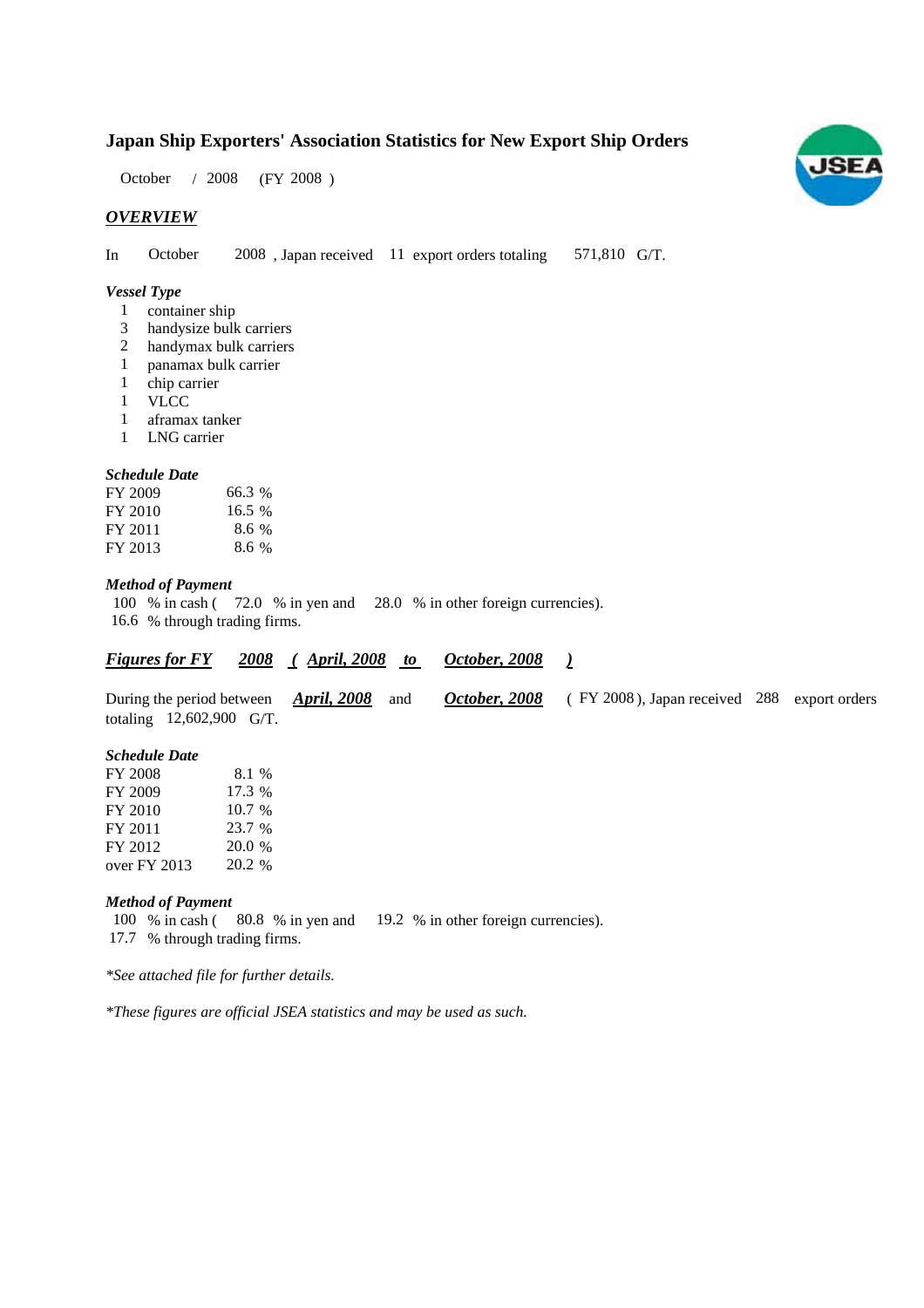# Japan Ship Exporters' Association Statistics for New Export Ship Orders

October / 2008 (FY 2008 )

## *OVERVIEW*

In October 2008 , Japan received 11 export orders totaling 571,810 G/T.

### *Vessel Type*

1 container ship
3 handysize bulk carriers
2 handymax bulk carriers
1 panamax bulk carrier
1 chip carrier
1 VLCC
1 aframax tanker
1 LNG carrier

### *Schedule Date*

| | |
|---|---|
| FY 2009 | 66.3 % |
| FY 2010 | 16.5 % |
| FY 2011 | 8.6 % |
| FY 2013 | 8.6 % |

### *Method of Payment*

100 % in cash ( 72.0 % in yen and 28.0 % in other foreign currencies).
16.6 % through trading firms.

## ***Figures for FY 2008 ( April, 2008 to October, 2008 )***

During the period between ***April, 2008*** and ***October, 2008*** ( FY 2008 ), Japan received 288 export orders totaling 12,602,900 G/T.

### *Schedule Date*

| | |
|---|---|
| FY 2008 | 8.1 % |
| FY 2009 | 17.3 % |
| FY 2010 | 10.7 % |
| FY 2011 | 23.7 % |
| FY 2012 | 20.0 % |
| over FY 2013 | 20.2 % |

### *Method of Payment*

100 % in cash ( 80.8 % in yen and 19.2 % in other foreign currencies).
17.7 % through trading firms.

*\*See attached file for further details.*

*\*These figures are official JSEA statistics and may be used as such.*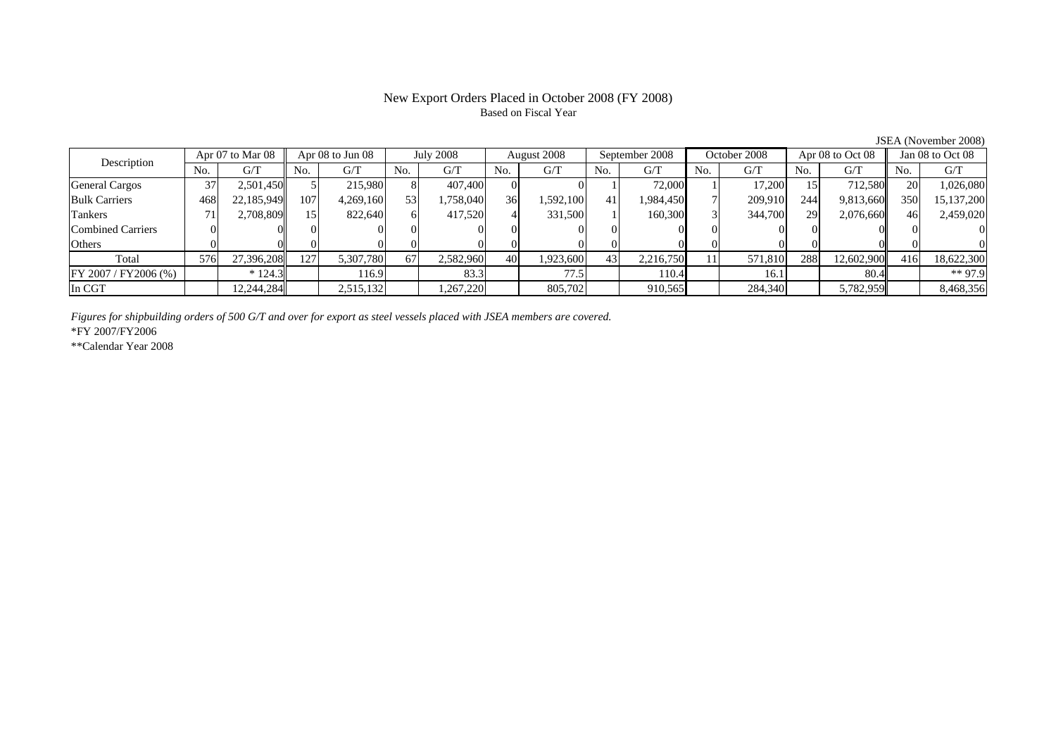# New Export Orders Placed in October 2008 (FY 2008)

Based on Fiscal Year

JSEA (November 2008)

| Description | Apr 07 to Mar 08 | | Apr 08 to Jun 08 | | July 2008 | | August 2008 | | September 2008 | | October 2008 | | Apr 08 to Oct 08 | | Jan 08 to Oct 08 | |
|---|---|---|---|---|---|---|---|---|---|---|---|---|---|---|---|---|
| | No. | G/T | No. | G/T | No. | G/T | No. | G/T | No. | G/T | No. | G/T | No. | G/T | No. | G/T |
| General Cargos | 37 | 2,501,450 | 5 | 215,980 | 8 | 407,400 | 0 | 0 | 1 | 72,000 | 1 | 17,200 | 15 | 712,580 | 20 | 1,026,080 |
| Bulk Carriers | 468 | 22,185,949 | 107 | 4,269,160 | 53 | 1,758,040 | 36 | 1,592,100 | 41 | 1,984,450 | 7 | 209,910 | 244 | 9,813,660 | 350 | 15,137,200 |
| Tankers | 71 | 2,708,809 | 15 | 822,640 | 6 | 417,520 | 4 | 331,500 | 1 | 160,300 | 3 | 344,700 | 29 | 2,076,660 | 46 | 2,459,020 |
| Combined Carriers | 0 | 0 | 0 | 0 | 0 | 0 | 0 | 0 | 0 | 0 | 0 | 0 | 0 | 0 | 0 | 0 |
| Others | 0 | 0 | 0 | 0 | 0 | 0 | 0 | 0 | 0 | 0 | 0 | 0 | 0 | 0 | 0 | 0 |
| Total | 576 | 27,396,208 | 127 | 5,307,780 | 67 | 2,582,960 | 40 | 1,923,600 | 43 | 2,216,750 | 11 | 571,810 | 288 | 12,602,900 | 416 | 18,622,300 |
| FY 2007 / FY2006 (%) | | * 124.3 | | 116.9 | | 83.3 | | 77.5 | | 110.4 | | 16.1 | | 80.4 | | ** 97.9 |
| In CGT | | 12,244,284 | | 2,515,132 | | 1,267,220 | | 805,702 | | 910,565 | | 284,340 | | 5,782,959 | | 8,468,356 |

*Figures for shipbuilding orders of 500 G/T and over for export as steel vessels placed with JSEA members are covered.*

*FY 2007/FY2006

**Calendar Year 2008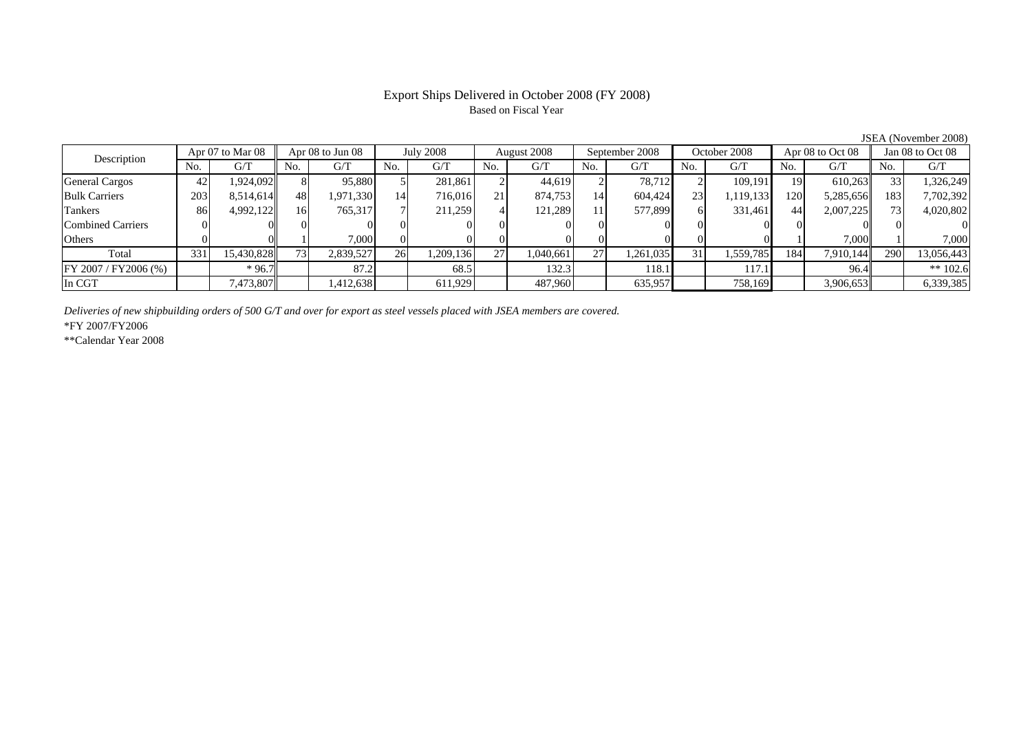# Export Ships Delivered in October 2008 (FY 2008)

Based on Fiscal Year

JSEA (November 2008)

| Description | Apr 07 to Mar 08 | | Apr 08 to Jun 08 | | July 2008 | | August 2008 | | September 2008 | | October 2008 | | Apr 08 to Oct 08 | | Jan 08 to Oct 08 | |
|---|---|---|---|---|---|---|---|---|---|---|---|---|---|---|---|---|
| | No. | G/T | No. | G/T | No. | G/T | No. | G/T | No. | G/T | No. | G/T | No. | G/T | No. | G/T |
| General Cargos | 42 | 1,924,092 | 8 | 95,880 | 5 | 281,861 | 2 | 44,619 | 2 | 78,712 | 2 | 109,191 | 19 | 610,263 | 33 | 1,326,249 |
| Bulk Carriers | 203 | 8,514,614 | 48 | 1,971,330 | 14 | 716,016 | 21 | 874,753 | 14 | 604,424 | 23 | 1,119,133 | 120 | 5,285,656 | 183 | 7,702,392 |
| Tankers | 86 | 4,992,122 | 16 | 765,317 | 7 | 211,259 | 4 | 121,289 | 11 | 577,899 | 6 | 331,461 | 44 | 2,007,225 | 73 | 4,020,802 |
| Combined Carriers | 0 | 0 | 0 | 0 | 0 | 0 | 0 | 0 | 0 | 0 | 0 | 0 | 0 | 0 | 0 | 0 |
| Others | 0 | 0 | 1 | 7,000 | 0 | 0 | 0 | 0 | 0 | 0 | 0 | 0 | 1 | 7,000 | 1 | 7,000 |
| Total | 331 | 15,430,828 | 73 | 2,839,527 | 26 | 1,209,136 | 27 | 1,040,661 | 27 | 1,261,035 | 31 | 1,559,785 | 184 | 7,910,144 | 290 | 13,056,443 |
| FY 2007 / FY2006 (%) | | * 96.7 | | 87.2 | | 68.5 | | 132.3 | | 118.1 | | 117.1 | | 96.4 | | ** 102.6 |
| In CGT | | 7,473,807 | | 1,412,638 | | 611,929 | | 487,960 | | 635,957 | | 758,169 | | 3,906,653 | | 6,339,385 |

*Deliveries of new shipbuilding orders of 500 G/T and over for export as steel vessels placed with JSEA members are covered.*

*FY 2007/FY2006

**Calendar Year 2008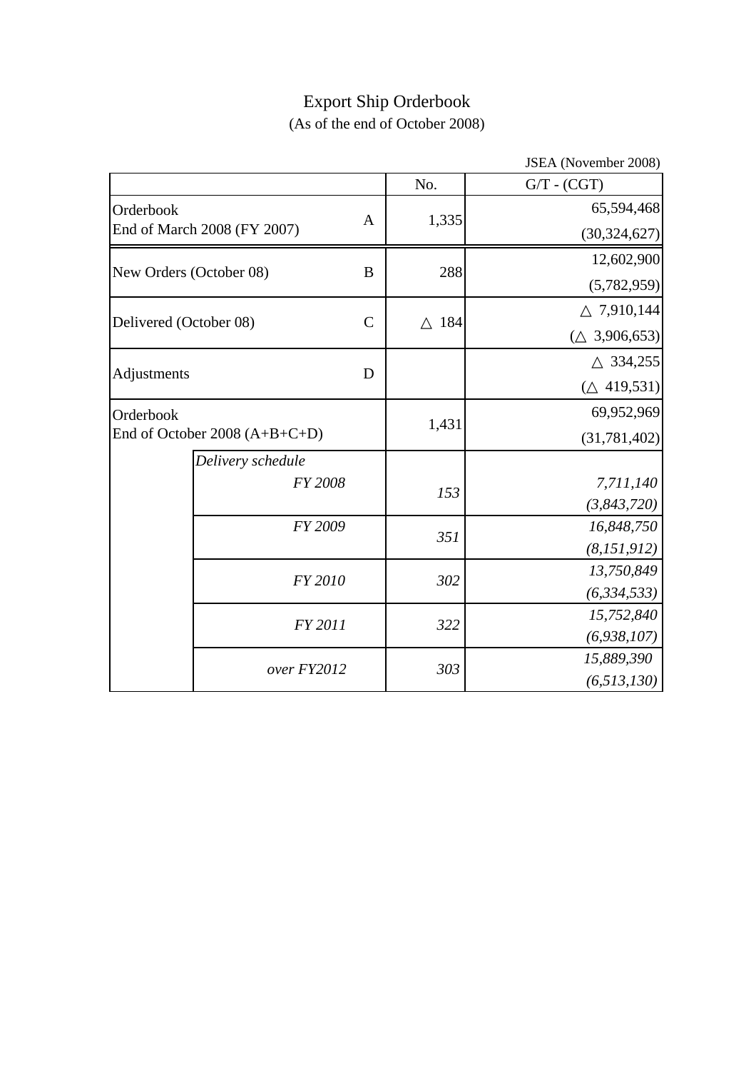# Export Ship Orderbook

(As of the end of October 2008)

JSEA (November 2008)

| | | | No. | G/T - (CGT) |
|---|---|---|---|---|
| Orderbook<br>End of March 2008 (FY 2007) | | A | 1,335 | 65,594,468<br>(30,324,627) |
| New Orders (October 08) | | B | 288 | 12,602,900<br>(5,782,959) |
| Delivered (October 08) | | C | △ 184 | △ 7,910,144<br>(△ 3,906,653) |
| Adjustments | | D | | △ 334,255<br>(△ 419,531) |
| Orderbook<br>End of October 2008 (A+B+C+D) | | | 1,431 | 69,952,969<br>(31,781,402) |
| | *Delivery schedule*<br>*FY 2008* | | *153* | *7,711,140*<br>*(3,843,720)* |
| | *FY 2009* | | *351* | *16,848,750*<br>*(8,151,912)* |
| | *FY 2010* | | *302* | *13,750,849*<br>*(6,334,533)* |
| | *FY 2011* | | *322* | *15,752,840*<br>*(6,938,107)* |
| | *over FY2012* | | *303* | *15,889,390*<br>*(6,513,130)* |